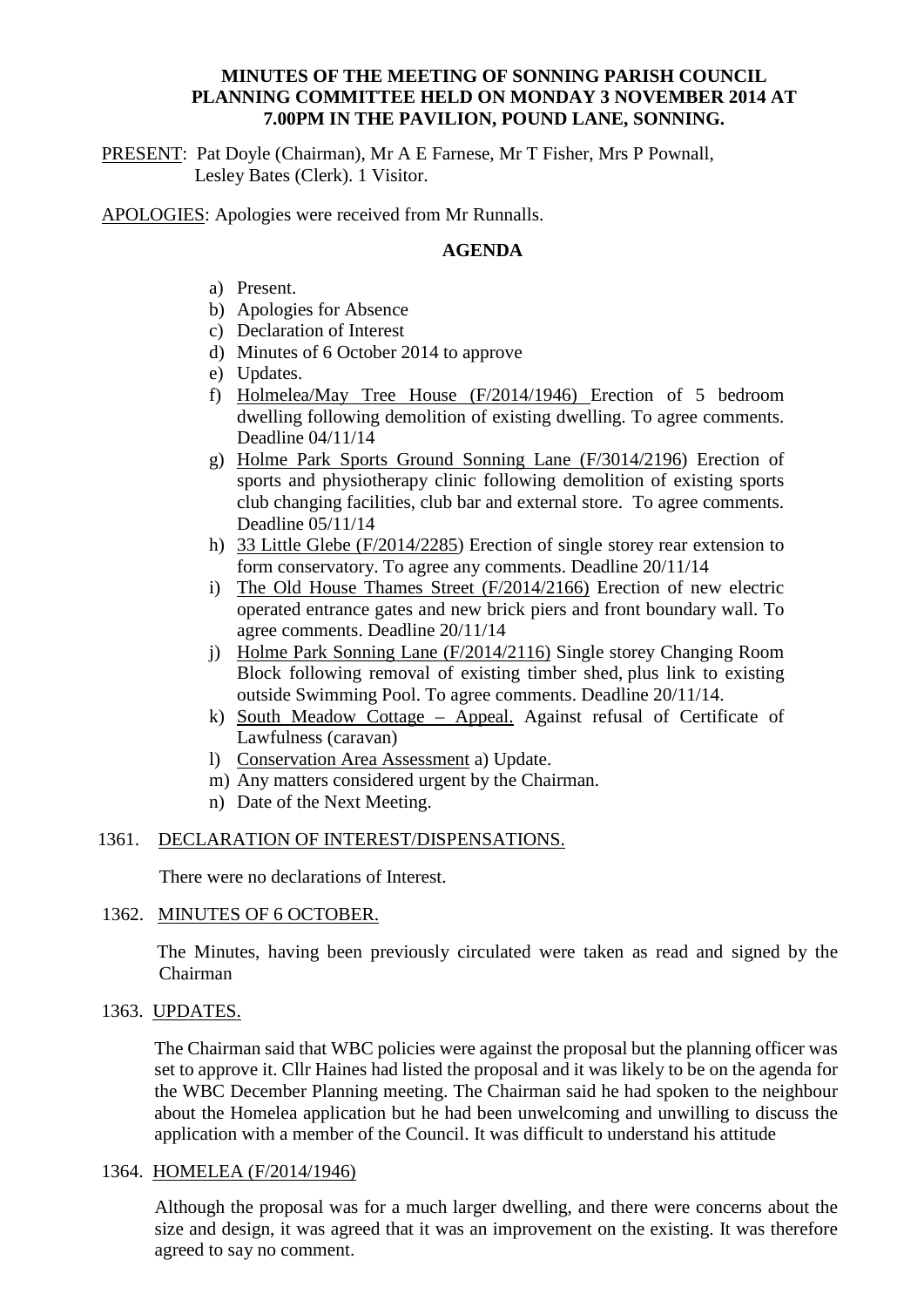# MINUTES OF THE MEETING OF SONNING PARISH COUNCIL PLANNING COMMITTEE HELD ON MONDAY 3 NOVEMBER 2014 AT 7.00PM IN THE PAVILION, POUND LANE, SONNING.

PRESENT: Pat Doyle (Chairman), Mr A E Farnese, Mr T Fisher, Mrs P Pownall, Lesley Bates (Clerk). 1 Visitor.

APOLOGIES: Apologies were received from Mr Runnalls.

## AGENDA

a) Present.
b) Apologies for Absence
c) Declaration of Interest
d) Minutes of 6 October 2014 to approve
e) Updates.
f) Holmelea/May Tree House (F/2014/1946) Erection of 5 bedroom dwelling following demolition of existing dwelling. To agree comments. Deadline 04/11/14
g) Holme Park Sports Ground Sonning Lane (F/3014/2196) Erection of sports and physiotherapy clinic following demolition of existing sports club changing facilities, club bar and external store. To agree comments. Deadline 05/11/14
h) 33 Little Glebe (F/2014/2285) Erection of single storey rear extension to form conservatory. To agree any comments. Deadline 20/11/14
i) The Old House Thames Street (F/2014/2166) Erection of new electric operated entrance gates and new brick piers and front boundary wall. To agree comments. Deadline 20/11/14
j) Holme Park Sonning Lane (F/2014/2116) Single storey Changing Room Block following removal of existing timber shed, plus link to existing outside Swimming Pool. To agree comments. Deadline 20/11/14.
k) South Meadow Cottage – Appeal. Against refusal of Certificate of Lawfulness (caravan)
l) Conservation Area Assessment a) Update.
m) Any matters considered urgent by the Chairman.
n) Date of the Next Meeting.

1361. DECLARATION OF INTEREST/DISPENSATIONS.

There were no declarations of Interest.

1362. MINUTES OF 6 OCTOBER.

The Minutes, having been previously circulated were taken as read and signed by the Chairman

1363. UPDATES.

The Chairman said that WBC policies were against the proposal but the planning officer was set to approve it. Cllr Haines had listed the proposal and it was likely to be on the agenda for the WBC December Planning meeting. The Chairman said he had spoken to the neighbour about the Homelea application but he had been unwelcoming and unwilling to discuss the application with a member of the Council. It was difficult to understand his attitude

1364. HOMELEA (F/2014/1946)

Although the proposal was for a much larger dwelling, and there were concerns about the size and design, it was agreed that it was an improvement on the existing. It was therefore agreed to say no comment.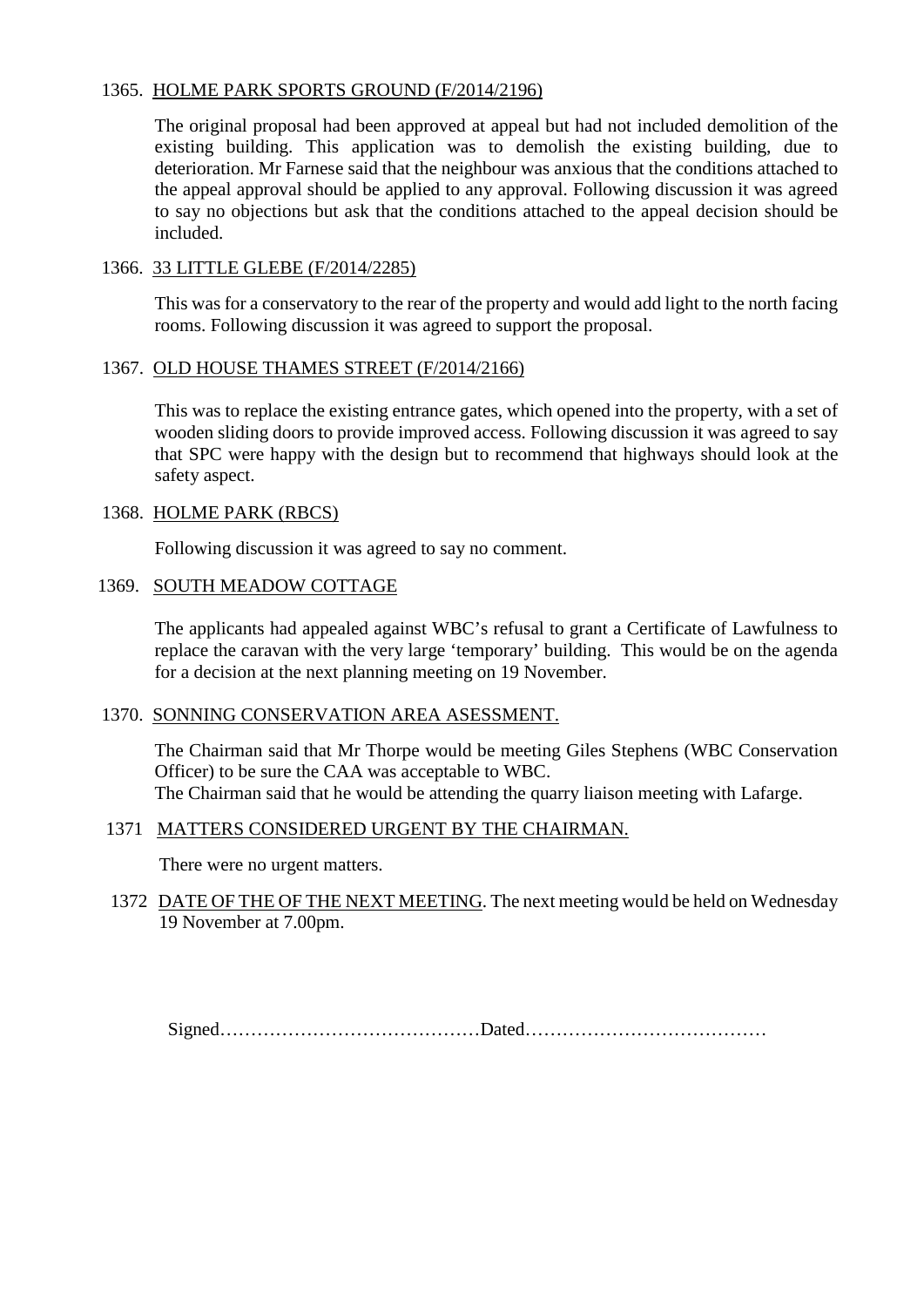1365. <u>HOLME PARK SPORTS GROUND (F/2014/2196)</u>

The original proposal had been approved at appeal but had not included demolition of the existing building. This application was to demolish the existing building, due to deterioration. Mr Farnese said that the neighbour was anxious that the conditions attached to the appeal approval should be applied to any approval. Following discussion it was agreed to say no objections but ask that the conditions attached to the appeal decision should be included.

1366. <u>33 LITTLE GLEBE (F/2014/2285)</u>

This was for a conservatory to the rear of the property and would add light to the north facing rooms. Following discussion it was agreed to support the proposal.

1367. <u>OLD HOUSE THAMES STREET (F/2014/2166)</u>

This was to replace the existing entrance gates, which opened into the property, with a set of wooden sliding doors to provide improved access. Following discussion it was agreed to say that SPC were happy with the design but to recommend that highways should look at the safety aspect.

1368. <u>HOLME PARK (RBCS)</u>

Following discussion it was agreed to say no comment.

1369. <u>SOUTH MEADOW COTTAGE</u>

The applicants had appealed against WBC's refusal to grant a Certificate of Lawfulness to replace the caravan with the very large 'temporary' building. This would be on the agenda for a decision at the next planning meeting on 19 November.

1370. <u>SONNING CONSERVATION AREA ASESSMENT.</u>

The Chairman said that Mr Thorpe would be meeting Giles Stephens (WBC Conservation Officer) to be sure the CAA was acceptable to WBC.
The Chairman said that he would be attending the quarry liaison meeting with Lafarge.

1371 <u>MATTERS CONSIDERED URGENT BY THE CHAIRMAN.</u>

There were no urgent matters.

1372 <u>DATE OF THE OF THE NEXT MEETING</u>. The next meeting would be held on Wednesday 19 November at 7.00pm.

Signed……………………………………Dated…………………………………